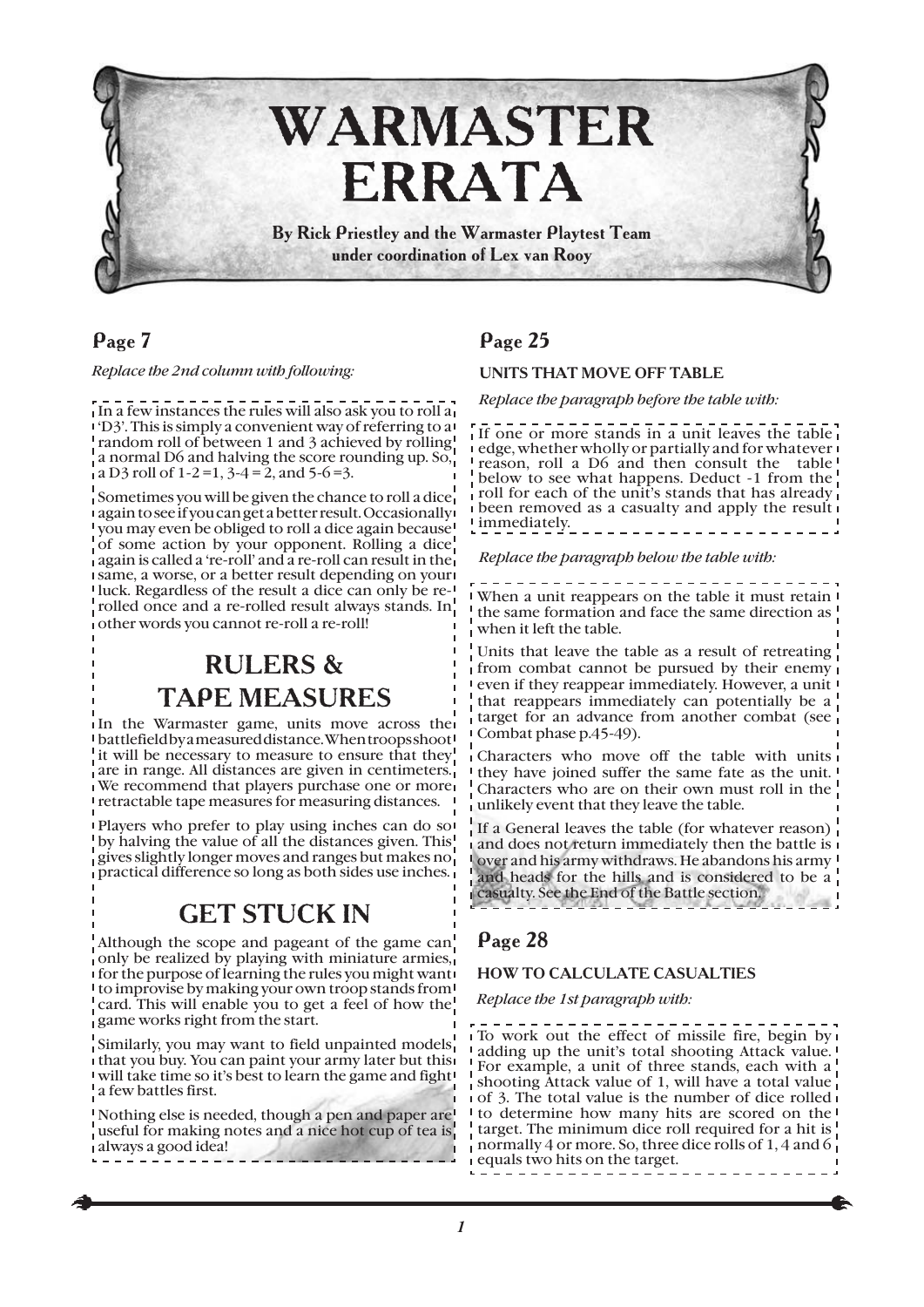# WARMASTER ERRATA

**By Rick Priestley and the Warmaster Playtest Team under coordination of Lex van Rooy**

## Page 7

*Replace the 2nd column with following:*

In a few instances the rules will also ask you to roll a 'D3'. This is simply a convenient way of referring to a random roll of between 1 and 3 achieved by rolling a normal D6 and halving the score rounding up. So, a D3 roll of 1-2 =1, 3-4 = 2, and 5-6 =3.

Sometimes you will be given the chance to roll a dice again to see if you can get a better result. Occasionally you may even be obliged to roll a dice again because of some action by your opponent. Rolling a dice again is called a 're-roll' and a re-roll can result in the same, a worse, or a better result depending on your luck. Regardless of the result a dice can only be re-rolled once and a re-rolled result always stands. In other words you cannot re-roll a re-roll!

### RULERS & TAPE MEASURES

In the Warmaster game, units move across the battlefield by a measured distance. When troops shoot it will be necessary to measure to ensure that they are in range. All distances are given in centimeters. We recommend that players purchase one or more retractable tape measures for measuring distances.

Players who prefer to play using inches can do so by halving the value of all the distances given. This gives slightly longer moves and ranges but makes no practical difference so long as both sides use inches.

### GET STUCK IN

Although the scope and pageant of the game can only be realized by playing with miniature armies, for the purpose of learning the rules you might want to improvise by making your own troop stands from card. This will enable you to get a feel of how the game works right from the start.

Similarly, you may want to field unpainted models that you buy. You can paint your army later but this will take time so it's best to learn the game and fight a few battles first.

Nothing else is needed, though a pen and paper are useful for making notes and a nice hot cup of tea is always a good idea!

## Page 25

**UNITS THAT MOVE OFF TABLE**

*Replace the paragraph before the table with:*

If one or more stands in a unit leaves the table edge, whether wholly or partially and for whatever reason, roll a D6 and then consult the table below to see what happens. Deduct -1 from the roll for each of the unit's stands that has already been removed as a casualty and apply the result immediately.

*Replace the paragraph below the table with:*

When a unit reappears on the table it must retain the same formation and face the same direction as when it left the table.

Units that leave the table as a result of retreating from combat cannot be pursued by their enemy even if they reappear immediately. However, a unit that reappears immediately can potentially be a target for an advance from another combat (see Combat phase p.45-49).

Characters who move off the table with units they have joined suffer the same fate as the unit. Characters who are on their own must roll in the unlikely event that they leave the table.

If a General leaves the table (for whatever reason) and does not return immediately then the battle is over and his army withdraws. He abandons his army and heads for the hills and is considered to be a casualty. See the End of the Battle section.

## Page 28

**HOW TO CALCULATE CASUALTIES**

*Replace the 1st paragraph with:*

To work out the effect of missile fire, begin by adding up the unit's total shooting Attack value. For example, a unit of three stands, each with a shooting Attack value of 1, will have a total value of 3. The total value is the number of dice rolled to determine how many hits are scored on the target. The minimum dice roll required for a hit is normally 4 or more. So, three dice rolls of 1, 4 and 6 equals two hits on the target.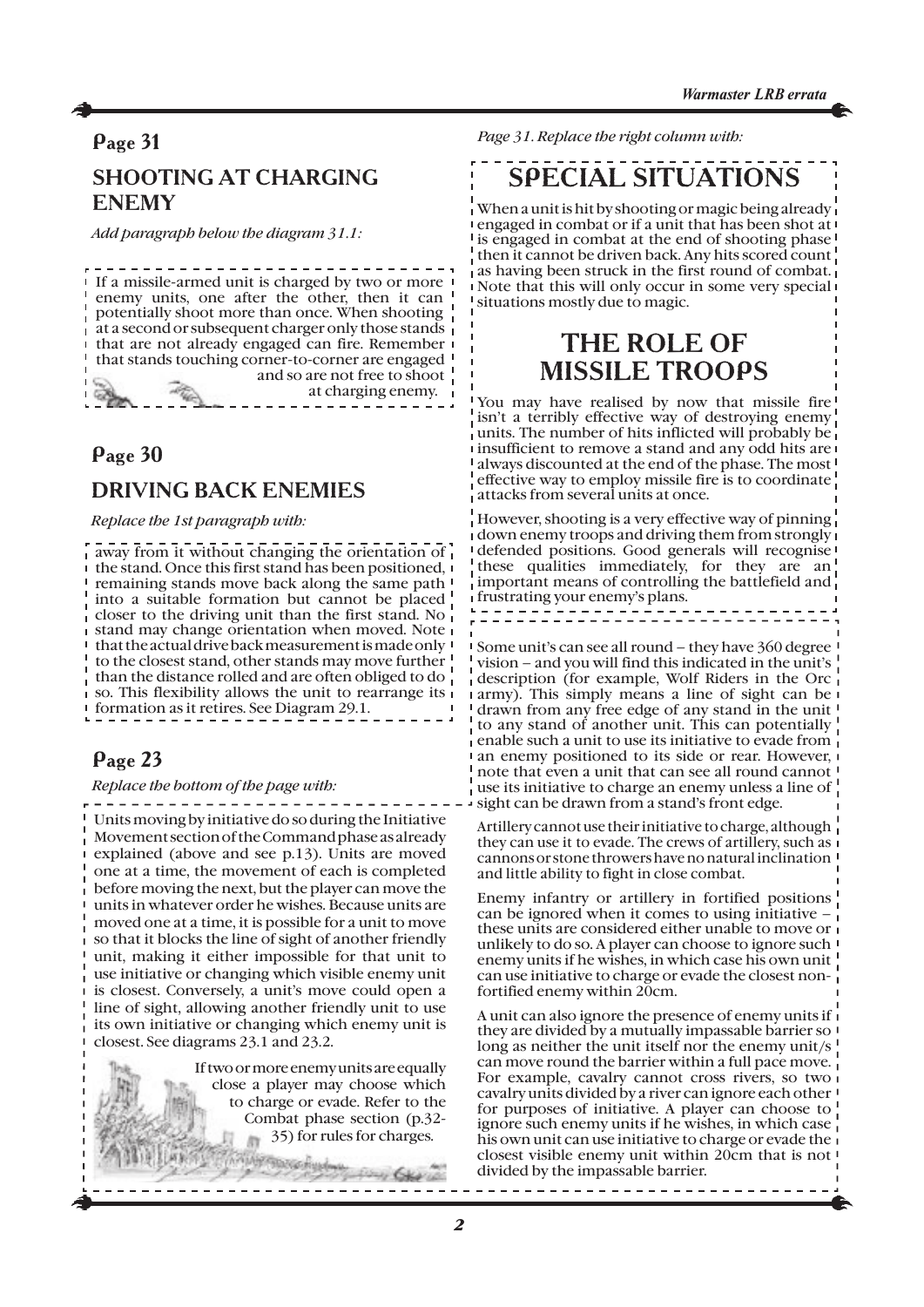## Page 31

### SHOOTING AT CHARGING ENEMY

*Add paragraph below the diagram 31.1:*

If a missile-armed unit is charged by two or more enemy units, one after the other, then it can potentially shoot more than once. When shooting at a second or subsequent charger only those stands that are not already engaged can fire. Remember that stands touching corner-to-corner are engaged and so are not free to shoot at charging enemy.

## Page 30

### DRIVING BACK ENEMIES

*Replace the 1st paragraph with:*

away from it without changing the orientation of the stand. Once this first stand has been positioned, remaining stands move back along the same path into a suitable formation but cannot be placed closer to the driving unit than the first stand. No stand may change orientation when moved. Note that the actual drive back measurement is made only to the closest stand, other stands may move further than the distance rolled and are often obliged to do so. This flexibility allows the unit to rearrange its formation as it retires. See Diagram 29.1.

## Page 23

*Replace the bottom of the page with:*

Units moving by initiative do so during the Initiative Movement section of the Command phase as already explained (above and see p.13). Units are moved one at a time, the movement of each is completed before moving the next, but the player can move the units in whatever order he wishes. Because units are moved one at a time, it is possible for a unit to move so that it blocks the line of sight of another friendly unit, making it either impossible for that unit to use initiative or changing which visible enemy unit is closest. Conversely, a unit's move could open a line of sight, allowing another friendly unit to use its own initiative or changing which enemy unit is closest. See diagrams 23.1 and 23.2.

If two or more enemy units are equally close a player may choose which to charge or evade. Refer to the Combat phase section (p.32-35) for rules for charges.

*Page 31. Replace the right column with:*

## SPECIAL SITUATIONS

When a unit is hit by shooting or magic being already engaged in combat or if a unit that has been shot at is engaged in combat at the end of shooting phase then it cannot be driven back. Any hits scored count as having been struck in the first round of combat. Note that this will only occur in some very special situations mostly due to magic.

## THE ROLE OF MISSILE TROOPS

You may have realised by now that missile fire isn't a terribly effective way of destroying enemy units. The number of hits inflicted will probably be insufficient to remove a stand and any odd hits are always discounted at the end of the phase. The most effective way to employ missile fire is to coordinate attacks from several units at once.

However, shooting is a very effective way of pinning down enemy troops and driving them from strongly defended positions. Good generals will recognise these qualities immediately, for they are an important means of controlling the battlefield and frustrating your enemy's plans.

Some unit's can see all round – they have 360 degree vision – and you will find this indicated in the unit's description (for example, Wolf Riders in the Orc army). This simply means a line of sight can be drawn from any free edge of any stand in the unit to any stand of another unit. This can potentially enable such a unit to use its initiative to evade from an enemy positioned to its side or rear. However, note that even a unit that can see all round cannot use its initiative to charge an enemy unless a line of sight can be drawn from a stand's front edge.

Artillery cannot use their initiative to charge, although they can use it to evade. The crews of artillery, such as cannons or stone throwers have no natural inclination and little ability to fight in close combat.

Enemy infantry or artillery in fortified positions can be ignored when it comes to using initiative – these units are considered either unable to move or unlikely to do so. A player can choose to ignore such enemy units if he wishes, in which case his own unit can use initiative to charge or evade the closest non-fortified enemy within 20cm.

A unit can also ignore the presence of enemy units if they are divided by a mutually impassable barrier so long as neither the unit itself nor the enemy unit/s can move round the barrier within a full pace move. For example, cavalry cannot cross rivers, so two cavalry units divided by a river can ignore each other for purposes of initiative. A player can choose to ignore such enemy units if he wishes, in which case his own unit can use initiative to charge or evade the closest visible enemy unit within 20cm that is not divided by the impassable barrier.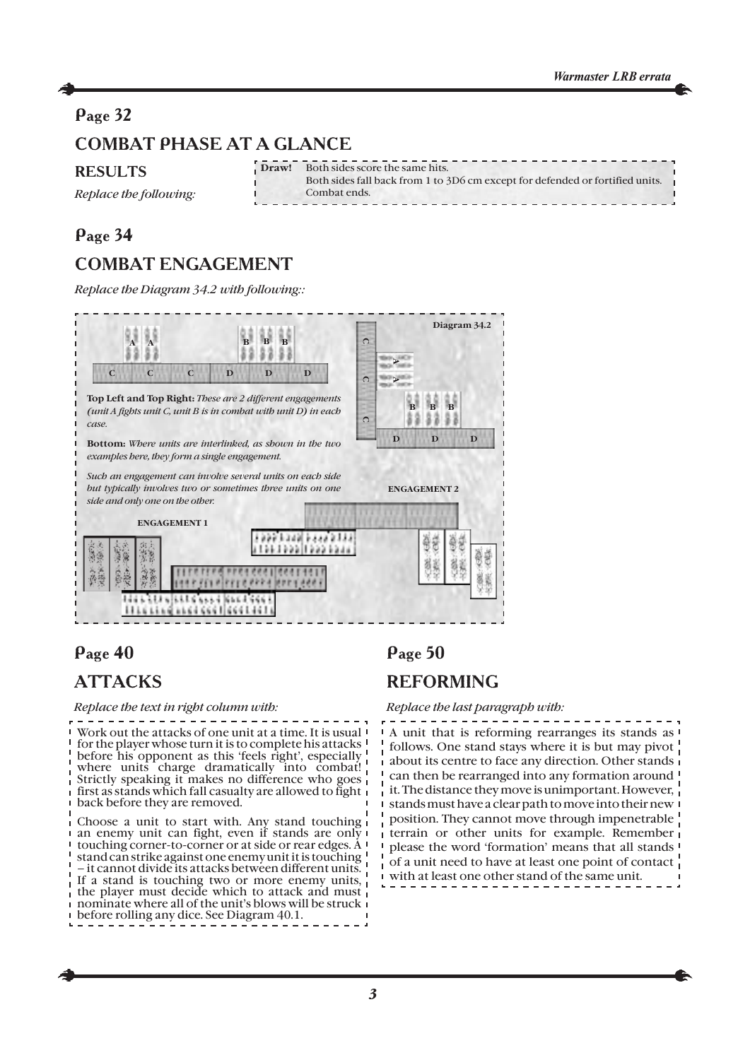## Page 32

### COMBAT PHASE AT A GLANCE

**RESULTS**

*Replace the following:*

**Draw!** Both sides score the same hits.
Both sides fall back from 1 to 3D6 cm except for defended or fortified units.
Combat ends.

## Page 34

### COMBAT ENGAGEMENT

*Replace the Diagram 34.2 with following::*

**Diagram 34.2**

**Top Left and Top Right:** *These are 2 different engagements (unit A fights unit C, unit B is in combat with unit D) in each case.*

**Bottom:** *Where units are interlinked, as shown in the two examples here, they form a single engagement.*

*Such an engagement can involve several units on each side but typically involves two or sometimes three units on one side and only one on the other.*

ENGAGEMENT 1

ENGAGEMENT 2

## Page 40

### ATTACKS

*Replace the text in right column with:*

Work out the attacks of one unit at a time. It is usual for the player whose turn it is to complete his attacks before his opponent as this 'feels right', especially where units charge dramatically into combat! Strictly speaking it makes no difference who goes first as stands which fall casualty are allowed to fight back before they are removed.

Choose a unit to start with. Any stand touching an enemy unit can fight, even if stands are only touching corner-to-corner or at side or rear edges. A stand can strike against one enemy unit it is touching – it cannot divide its attacks between different units. If a stand is touching two or more enemy units, the player must decide which to attack and must nominate where all of the unit's blows will be struck before rolling any dice. See Diagram 40.1.

## Page 50

### REFORMING

*Replace the last paragraph with:*

A unit that is reforming rearranges its stands as follows. One stand stays where it is but may pivot about its centre to face any direction. Other stands can then be rearranged into any formation around it. The distance they move is unimportant. However, stands must have a clear path to move into their new position. They cannot move through impenetrable terrain or other units for example. Remember please the word 'formation' means that all stands of a unit need to have at least one point of contact with at least one other stand of the same unit.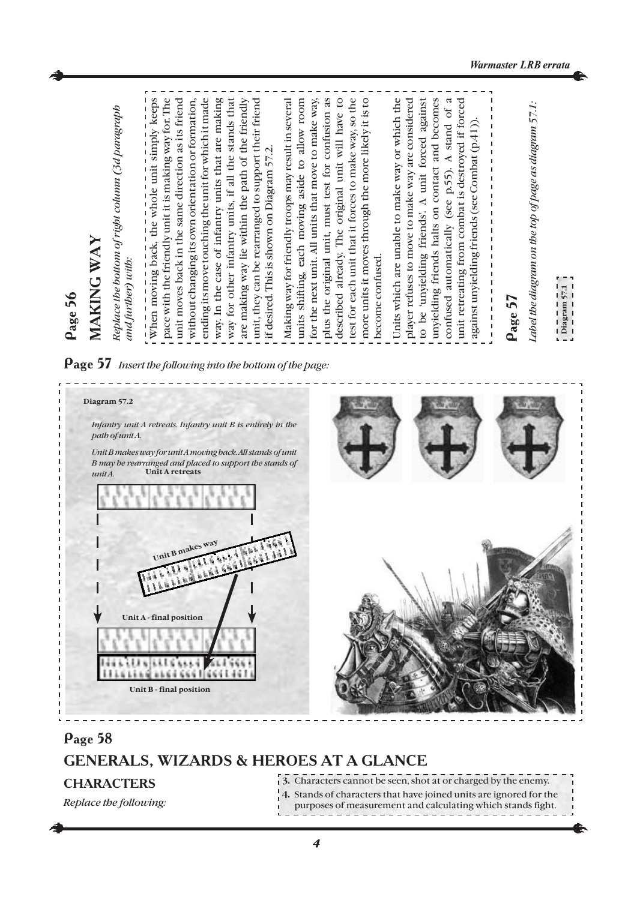## Page 56

## MAKING WAY

*Replace the bottom of right column (3d paragraph and further) with:*

When moving back, the whole unit simply keeps pace with the friendly unit it is making way for. The unit moves back in the same direction as its friend without changing its own orientation or formation, ending its move touching the unit for which it made way. In the case of infantry units that are making way for other infantry units, if all the stands that are making way lie within the path of the friendly unit, they can be rearranged to support their friend if desired. This is shown on Diagram 57.2.

Making way for friendly troops may result in several units shifting, each moving aside to allow room for the next unit. All units that move to make way, plus the original unit, must test for confusion as described already. The original unit will have to test for each unit that it forces to make way, so the more units it moves through the more likely it is to become confused.

Units which are unable to make way or which the player refuses to move to make way are considered to be 'unyielding friends'. A unit forced against unyielding friends halts on contact and becomes confused automatically (see p.55). A stand of a unit retreating from combat is destroyed if forced against unyielding friends (see Combat (p.41)).

## Page 57

*Label the diagram on the top of page as diagram 57.1:*

Diagram 57.1

## Page 57 *Insert the following into the bottom of the page:*

**Diagram 57.2**

*Infantry unit A retreats. Infantry unit B is entirely in the path of unit A.*

*Unit B makes way for unit A moving back. All stands of unit B may be rearranged and placed to support the stands of unit A.*

Unit A retreats

Unit B makes way

Unit A - final position

Unit B - final position

## Page 58

## GENERALS, WIZARDS & HEROES AT A GLANCE

### CHARACTERS

*Replace the following:*

**3.** Characters cannot be seen, shot at or charged by the enemy.

**4.** Stands of characters that have joined units are ignored for the purposes of measurement and calculating which stands fight.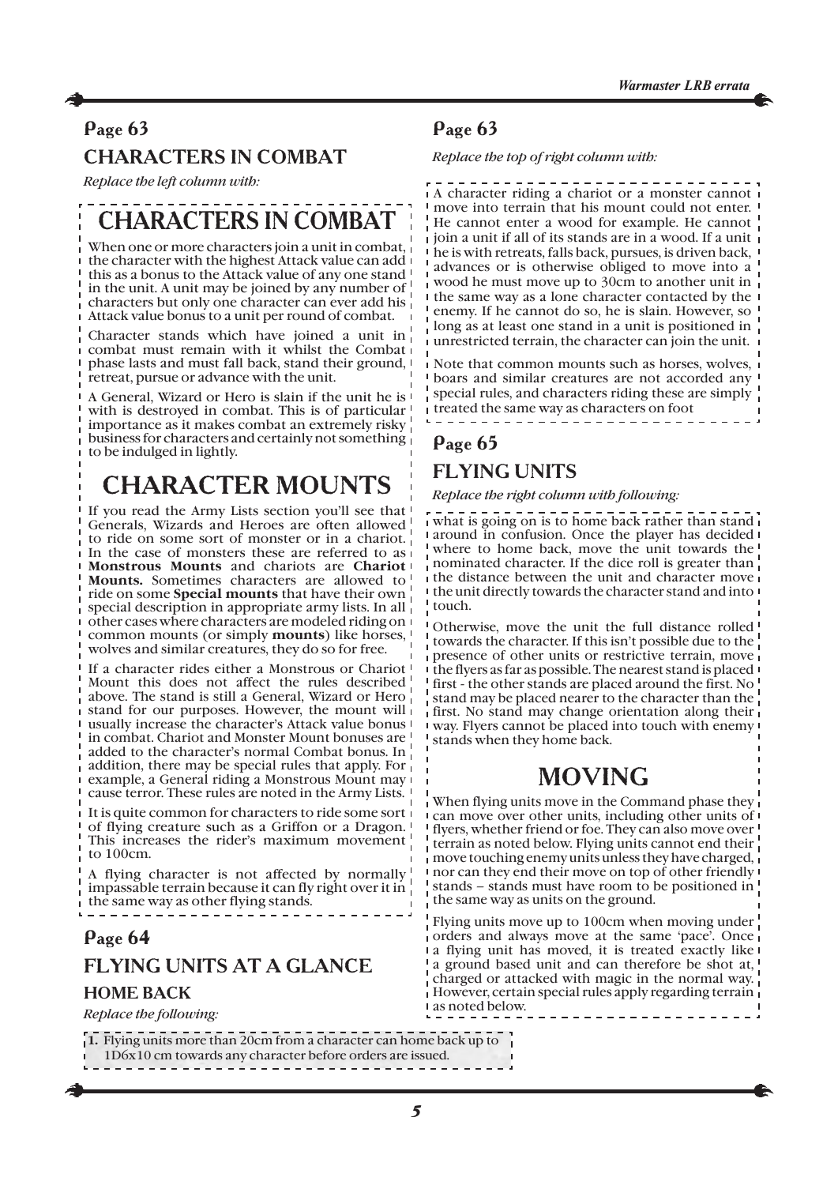## Page 63

### CHARACTERS IN COMBAT

*Replace the left column with:*

# CHARACTERS IN COMBAT

When one or more characters join a unit in combat, the character with the highest Attack value can add this as a bonus to the Attack value of any one stand in the unit. A unit may be joined by any number of characters but only one character can ever add his Attack value bonus to a unit per round of combat.

Character stands which have joined a unit in combat must remain with it whilst the Combat phase lasts and must fall back, stand their ground, retreat, pursue or advance with the unit.

A General, Wizard or Hero is slain if the unit he is with is destroyed in combat. This is of particular importance as it makes combat an extremely risky business for characters and certainly not something to be indulged in lightly.

# CHARACTER MOUNTS

If you read the Army Lists section you'll see that Generals, Wizards and Heroes are often allowed to ride on some sort of monster or in a chariot. In the case of monsters these are referred to as **Monstrous Mounts** and chariots are **Chariot Mounts.** Sometimes characters are allowed to ride on some **Special mounts** that have their own special description in appropriate army lists. In all other cases where characters are modeled riding on common mounts (or simply **mounts**) like horses, wolves and similar creatures, they do so for free.

If a character rides either a Monstrous or Chariot Mount this does not affect the rules described above. The stand is still a General, Wizard or Hero stand for our purposes. However, the mount will usually increase the character's Attack value bonus in combat. Chariot and Monster Mount bonuses are added to the character's normal Combat bonus. In addition, there may be special rules that apply. For example, a General riding a Monstrous Mount may cause terror. These rules are noted in the Army Lists.

It is quite common for characters to ride some sort of flying creature such as a Griffon or a Dragon. This increases the rider's maximum movement to 100cm.

A flying character is not affected by normally impassable terrain because it can fly right over it in the same way as other flying stands.

## Page 64

### FLYING UNITS AT A GLANCE

#### HOME BACK

*Replace the following:*

1. Flying units more than 20cm from a character can home back up to 1D6x10 cm towards any character before orders are issued.

## Page 63

*Replace the top of right column with:*

A character riding a chariot or a monster cannot move into terrain that his mount could not enter. He cannot enter a wood for example. He cannot join a unit if all of its stands are in a wood. If a unit he is with retreats, falls back, pursues, is driven back, advances or is otherwise obliged to move into a wood he must move up to 30cm to another unit in the same way as a lone character contacted by the enemy. If he cannot do so, he is slain. However, so long as at least one stand in a unit is positioned in unrestricted terrain, the character can join the unit.

Note that common mounts such as horses, wolves, boars and similar creatures are not accorded any special rules, and characters riding these are simply treated the same way as characters on foot

## Page 65

### FLYING UNITS

*Replace the right column with following:*

what is going on is to home back rather than stand around in confusion. Once the player has decided where to home back, move the unit towards the nominated character. If the dice roll is greater than the distance between the unit and character move the unit directly towards the character stand and into touch.

Otherwise, move the unit the full distance rolled towards the character. If this isn't possible due to the presence of other units or restrictive terrain, move the flyers as far as possible. The nearest stand is placed first - the other stands are placed around the first. No stand may be placed nearer to the character than the first. No stand may change orientation along their way. Flyers cannot be placed into touch with enemy stands when they home back.

# MOVING

When flying units move in the Command phase they can move over other units, including other units of flyers, whether friend or foe. They can also move over terrain as noted below. Flying units cannot end their move touching enemy units unless they have charged, nor can they end their move on top of other friendly stands – stands must have room to be positioned in the same way as units on the ground.

Flying units move up to 100cm when moving under orders and always move at the same 'pace'. Once a flying unit has moved, it is treated exactly like a ground based unit and can therefore be shot at, charged or attacked with magic in the normal way. However, certain special rules apply regarding terrain as noted below.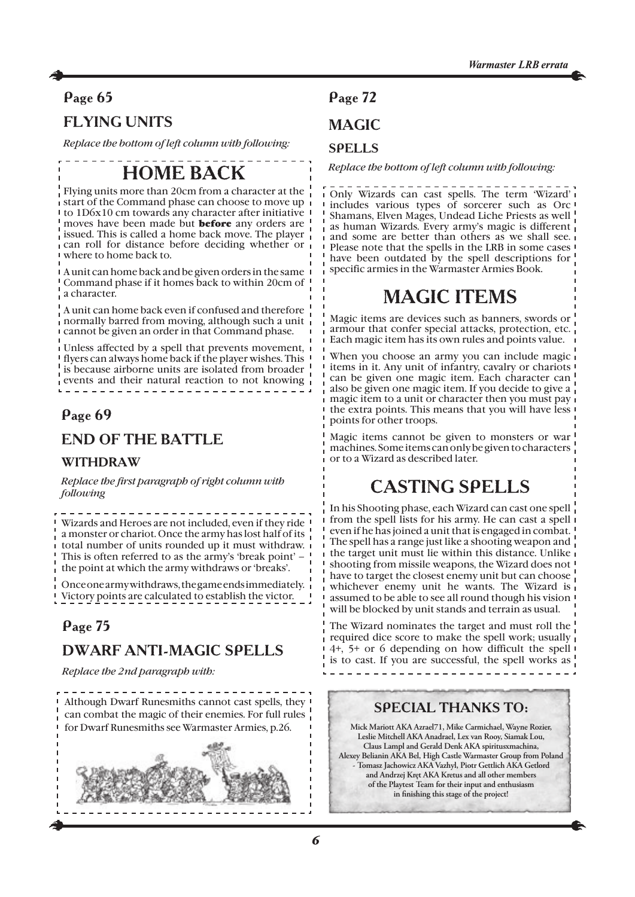## Page 65

### FLYING UNITS

*Replace the bottom of left column with following:*

# HOME BACK

Flying units more than 20cm from a character at the start of the Command phase can choose to move up to 1D6x10 cm towards any character after initiative moves have been made but **before** any orders are issued. This is called a home back move. The player can roll for distance before deciding whether or where to home back to.

A unit can home back and be given orders in the same Command phase if it homes back to within 20cm of a character.

A unit can home back even if confused and therefore normally barred from moving, although such a unit cannot be given an order in that Command phase.

Unless affected by a spell that prevents movement, flyers can always home back if the player wishes. This is because airborne units are isolated from broader events and their natural reaction to not knowing

## Page 69

### END OF THE BATTLE

#### WITHDRAW

*Replace the first paragraph of right column with following*

Wizards and Heroes are not included, even if they ride a monster or chariot. Once the army has lost half of its total number of units rounded up it must withdraw. This is often referred to as the army's 'break point' – the point at which the army withdraws or 'breaks'.

Once one army withdraws, the game ends immediately. Victory points are calculated to establish the victor.

## Page 75

### DWARF ANTI-MAGIC SPELLS

*Replace the 2nd paragraph with:*

Although Dwarf Runesmiths cannot cast spells, they can combat the magic of their enemies. For full rules for Dwarf Runesmiths see Warmaster Armies, p.26.

## Page 72

### MAGIC

#### SPELLS

*Replace the bottom of left column with following:*

Only Wizards can cast spells. The term 'Wizard' includes various types of sorcerer such as Orc Shamans, Elven Mages, Undead Liche Priests as well as human Wizards. Every army's magic is different and some are better than others as we shall see. Please note that the spells in the LRB in some cases have been outdated by the spell descriptions for specific armies in the Warmaster Armies Book.

# MAGIC ITEMS

Magic items are devices such as banners, swords or armour that confer special attacks, protection, etc. Each magic item has its own rules and points value.

When you choose an army you can include magic items in it. Any unit of infantry, cavalry or chariots can be given one magic item. Each character can also be given one magic item. If you decide to give a magic item to a unit or character then you must pay the extra points. This means that you will have less points for other troops.

Magic items cannot be given to monsters or war machines. Some items can only be given to characters or to a Wizard as described later.

# CASTING SPELLS

In his Shooting phase, each Wizard can cast one spell from the spell lists for his army. He can cast a spell even if he has joined a unit that is engaged in combat. The spell has a range just like a shooting weapon and the target unit must lie within this distance. Unlike shooting from missile weapons, the Wizard does not have to target the closest enemy unit but can choose whichever enemy unit he wants. The Wizard is assumed to be able to see all round though his vision will be blocked by unit stands and terrain as usual.

The Wizard nominates the target and must roll the required dice score to make the spell work; usually 4+, 5+ or 6 depending on how difficult the spell is to cast. If you are successful, the spell works as

### SPECIAL THANKS TO:

**Mick Mariott AKA Azrael71, Mike Carmichael, Wayne Rozier, Leslie Mitchell AKA Anadrael, Lex van Rooy, Siamak Lou, Claus Lampl and Gerald Denk AKA spiritusxmachina, Alexey Belianin AKA Bel, High Castle Warmaster Group from Poland - Tomasz Jachowicz AKA Vazhyl, Piotr Gettlich AKA Getlord and Andrzej Kręt AKA Kretus and all other members of the Playtest Team for their input and enthusiasm in finishing this stage of the project!**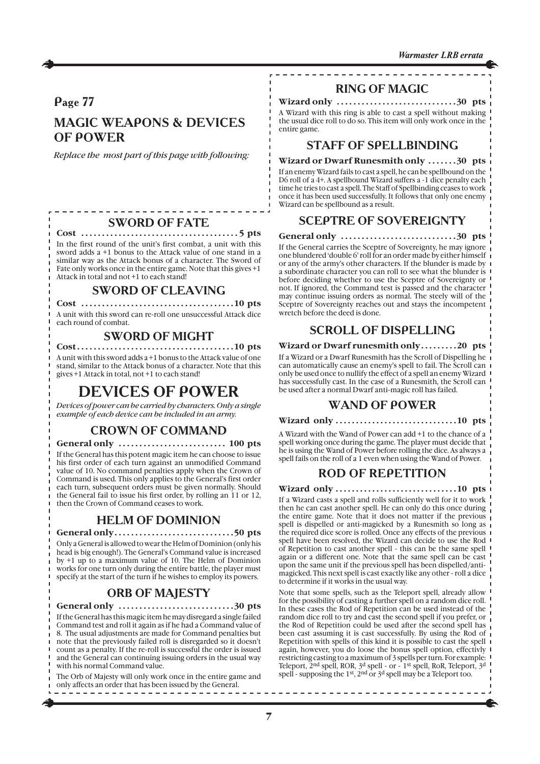## Page 77

## MAGIC WEAPONS & DEVICES OF POWER

*Replace the most part of this page with following:*

### SWORD OF FATE

**Cost ...................................... 5 pts**

In the first round of the unit's first combat, a unit with this sword adds a +1 bonus to the Attack value of one stand in a similar way as the Attack bonus of a character. The Sword of Fate only works once in the entire game. Note that this gives +1 Attack in total and not +1 to each stand!

### SWORD OF CLEAVING

**Cost ......................................10 pts**

A unit with this sword can re-roll one unsuccessful Attack dice each round of combat.

### SWORD OF MIGHT

**Cost......................................10 pts**

A unit with this sword adds a +1 bonus to the Attack value of one stand, similar to the Attack bonus of a character. Note that this gives +1 Attack in total, not +1 to each stand!

# DEVICES OF POWER

*Devices of power can be carried by characters. Only a single example of each device can be included in an army.*

### CROWN OF COMMAND

**General only .......................... 100 pts**

If the General has this potent magic item he can choose to issue his first order of each turn against an unmodified Command value of 10. No command penalties apply when the Crown of Command is used. This only applies to the General's first order each turn, subsequent orders must be given normally. Should the General fail to issue his first order, by rolling an 11 or 12, then the Crown of Command ceases to work.

### HELM OF DOMINION

**General only.............................50 pts**

Only a General is allowed to wear the Helm of Dominion (only his head is big enough!). The General's Command value is increased by +1 up to a maximum value of 10. The Helm of Dominion works for one turn only during the entire battle, the player must specify at the start of the turn if he wishes to employ its powers.

### ORB OF MAJESTY

**General only ............................30 pts**

If the General has this magic item he may disregard a single failed Command test and roll it again as if he had a Command value of 8. The usual adjustments are made for Command penalties but note that the previously failed roll is disregarded so it doesn't count as a penalty. If the re-roll is successful the order is issued and the General can continuing issuing orders in the usual way with his normal Command value.

The Orb of Majesty will only work once in the entire game and only affects an order that has been issued by the General.

### RING OF MAGIC

**Wizard only .............................30 pts**

A Wizard with this ring is able to cast a spell without making the usual dice roll to do so. This item will only work once in the entire game.

### STAFF OF SPELLBINDING

**Wizard or Dwarf Runesmith only .......30 pts**

If an enemy Wizard fails to cast a spell, he can be spellbound on the D6 roll of a 4+. A spellbound Wizard suffers a -1 dice penalty each time he tries to cast a spell. The Staff of Spellbinding ceases to work once it has been used successfully. It follows that only one enemy Wizard can be spellbound as a result.

### SCEPTRE OF SOVEREIGNTY

**General only ............................30 pts**

If the General carries the Sceptre of Sovereignty, he may ignore one blundered 'double 6' roll for an order made by either himself or any of the army's other characters. If the blunder is made by a subordinate character you can roll to see what the blunder is before deciding whether to use the Sceptre of Sovereignty or not. If ignored, the Command test is passed and the character may continue issuing orders as normal. The steely will of the Sceptre of Sovereignty reaches out and stays the incompetent wretch before the deed is done.

### SCROLL OF DISPELLING

**Wizard or Dwarf runesmith only.........20 pts**

If a Wizard or a Dwarf Runesmith has the Scroll of Dispelling he can automatically cause an enemy's spell to fail. The Scroll can only be used once to nullify the effect of a spell an enemy Wizard has successfully cast. In the case of a Runesmith, the Scroll can be used after a normal Dwarf anti-magic roll has failed.

### WAND OF POWER

**Wizard only ..............................10 pts**

A Wizard with the Wand of Power can add +1 to the chance of a spell working once during the game. The player must decide that he is using the Wand of Power before rolling the dice. As always a spell fails on the roll of a 1 even when using the Wand of Power.

### ROD OF REPETITION

**Wizard only ..............................10 pts**

If a Wizard casts a spell and rolls sufficiently well for it to work then he can cast another spell. He can only do this once during the entire game. Note that it does not matter if the previous spell is dispelled or anti-magicked by a Runesmith so long as the required dice score is rolled. Once any effects of the previous spell have been resolved, the Wizard can decide to use the Rod of Repetition to cast another spell - this can be the same spell again or a different one. Note that the same spell can be cast upon the same unit if the previous spell has been dispelled/anti-magicked. This next spell is cast exactly like any other - roll a dice to determine if it works in the usual way.

Note that some spells, such as the Teleport spell, already allow for the possibility of casting a further spell on a random dice roll. In these cases the Rod of Repetition can be used instead of the random dice roll to try and cast the second spell if you prefer, or the Rod of Repetition could be used after the second spell has been cast assuming it is cast successfully. By using the Rod of Repetition with spells of this kind it is possible to cast the spell again, however, you do loose the bonus spell option, effectivly restricting casting to a maximum of 3 spells per turn. For example: Teleport, 2nd spell, ROR, 3d spell - or - 1st spell, RoR, Teleport, 3d spell - supposing the 1st, 2nd or 3d spell may be a Teleport too.